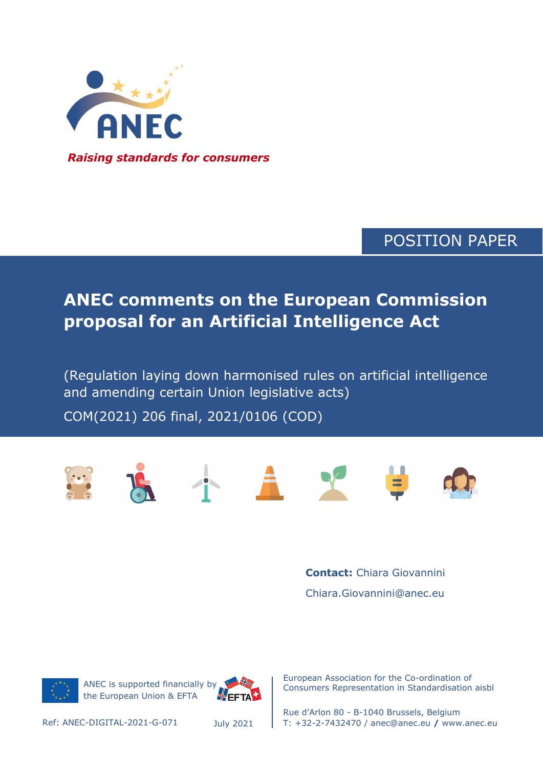ANEC

*Raising standards for consumers*

POSITION PAPER

# ANEC comments on the European Commission proposal for an Artificial Intelligence Act

(Regulation laying down harmonised rules on artificial intelligence and amending certain Union legislative acts)

COM(2021) 206 final, 2021/0106 (COD)

**Contact:** Chiara Giovannini

Chiara.Giovannini@anec.eu

ANEC is supported financially by the European Union & EFTA

Ref: ANEC-DIGITAL-2021-G-071

July 2021

European Association for the Co-ordination of Consumers Representation in Standardisation aisbl

Rue d'Arlon 80 - B-1040 Brussels, Belgium

T: +32-2-7432470 / anec@anec.eu / www.anec.eu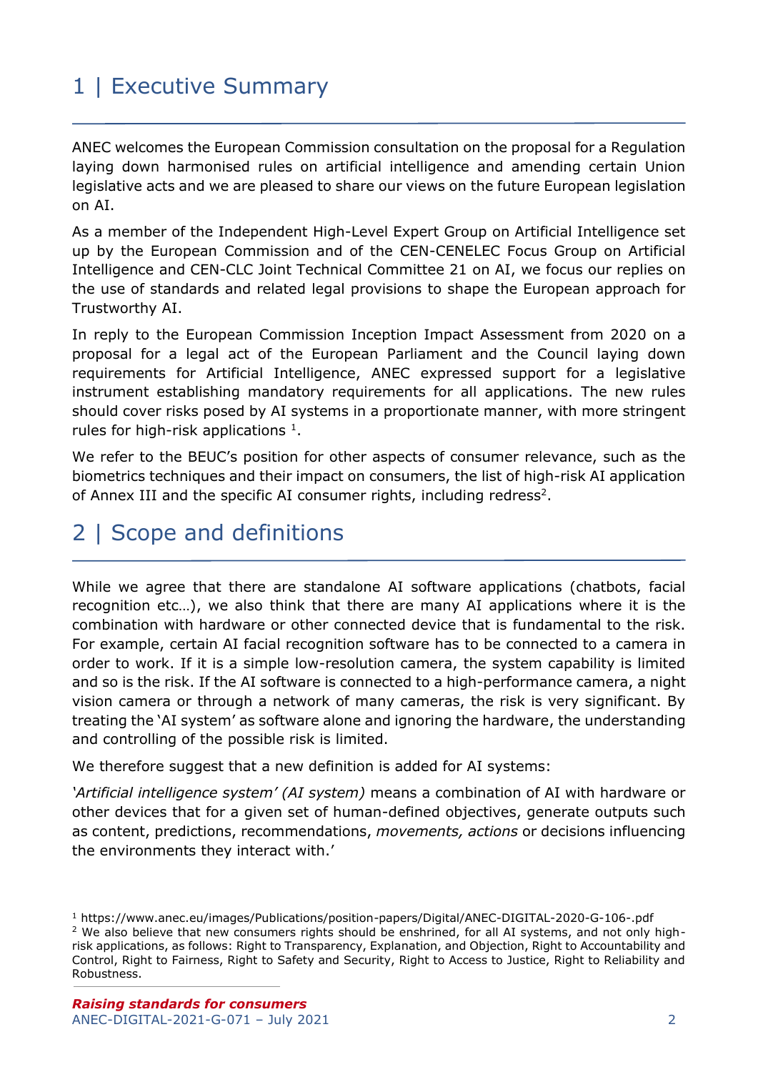# 1 | Executive Summary

ANEC welcomes the European Commission consultation on the proposal for a Regulation laying down harmonised rules on artificial intelligence and amending certain Union legislative acts and we are pleased to share our views on the future European legislation on AI.

As a member of the Independent High-Level Expert Group on Artificial Intelligence set up by the European Commission and of the CEN-CENELEC Focus Group on Artificial Intelligence and CEN-CLC Joint Technical Committee 21 on AI, we focus our replies on the use of standards and related legal provisions to shape the European approach for Trustworthy AI.

In reply to the European Commission Inception Impact Assessment from 2020 on a proposal for a legal act of the European Parliament and the Council laying down requirements for Artificial Intelligence, ANEC expressed support for a legislative instrument establishing mandatory requirements for all applications. The new rules should cover risks posed by AI systems in a proportionate manner, with more stringent rules for high-risk applications [1].

We refer to the BEUC's position for other aspects of consumer relevance, such as the biometrics techniques and their impact on consumers, the list of high-risk AI application of Annex III and the specific AI consumer rights, including redress[2].

# 2 | Scope and definitions

While we agree that there are standalone AI software applications (chatbots, facial recognition etc…), we also think that there are many AI applications where it is the combination with hardware or other connected device that is fundamental to the risk. For example, certain AI facial recognition software has to be connected to a camera in order to work. If it is a simple low-resolution camera, the system capability is limited and so is the risk. If the AI software is connected to a high-performance camera, a night vision camera or through a network of many cameras, the risk is very significant. By treating the 'AI system' as software alone and ignoring the hardware, the understanding and controlling of the possible risk is limited.

We therefore suggest that a new definition is added for AI systems:

*'Artificial intelligence system' (AI system)* means a combination of AI with hardware or other devices that for a given set of human-defined objectives, generate outputs such as content, predictions, recommendations, *movements, actions* or decisions influencing the environments they interact with.'

---

[1] https://www.anec.eu/images/Publications/position-papers/Digital/ANEC-DIGITAL-2020-G-106-.pdf

[2] We also believe that new consumers rights should be enshrined, for all AI systems, and not only high-risk applications, as follows: Right to Transparency, Explanation, and Objection, Right to Accountability and Control, Right to Fairness, Right to Safety and Security, Right to Access to Justice, Right to Reliability and Robustness.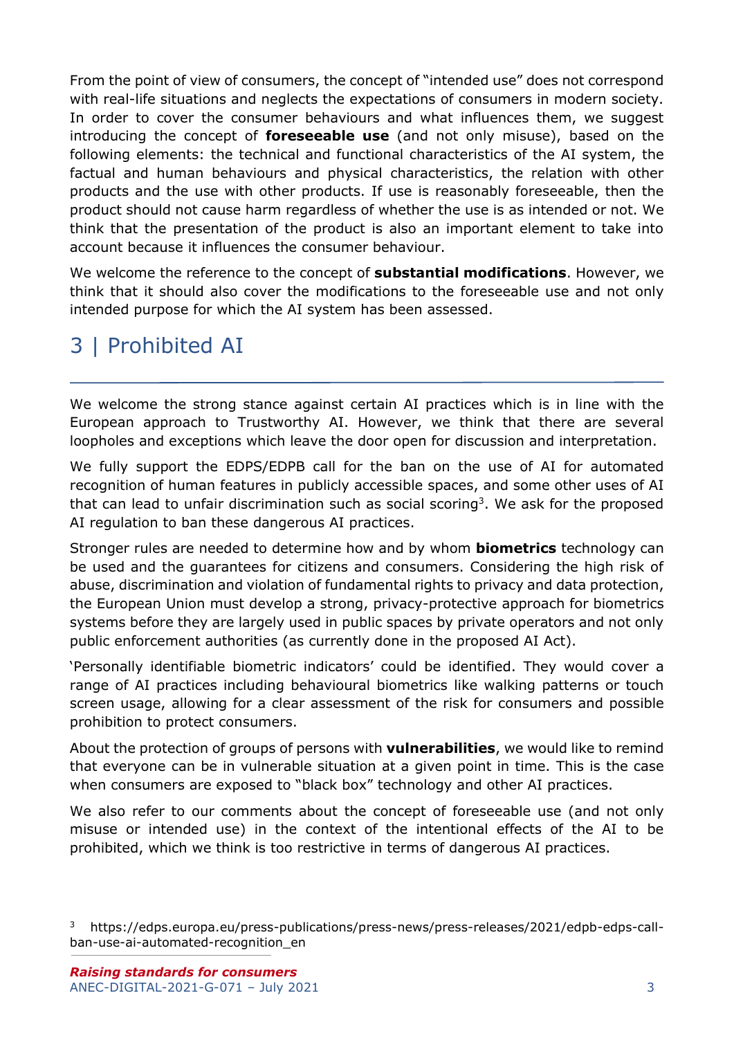From the point of view of consumers, the concept of "intended use" does not correspond with real-life situations and neglects the expectations of consumers in modern society. In order to cover the consumer behaviours and what influences them, we suggest introducing the concept of **foreseeable use** (and not only misuse), based on the following elements: the technical and functional characteristics of the AI system, the factual and human behaviours and physical characteristics, the relation with other products and the use with other products. If use is reasonably foreseeable, then the product should not cause harm regardless of whether the use is as intended or not. We think that the presentation of the product is also an important element to take into account because it influences the consumer behaviour.

We welcome the reference to the concept of **substantial modifications**. However, we think that it should also cover the modifications to the foreseeable use and not only intended purpose for which the AI system has been assessed.

# 3 | Prohibited AI

We welcome the strong stance against certain AI practices which is in line with the European approach to Trustworthy AI. However, we think that there are several loopholes and exceptions which leave the door open for discussion and interpretation.

We fully support the EDPS/EDPB call for the ban on the use of AI for automated recognition of human features in publicly accessible spaces, and some other uses of AI that can lead to unfair discrimination such as social scoring[3]. We ask for the proposed AI regulation to ban these dangerous AI practices.

Stronger rules are needed to determine how and by whom **biometrics** technology can be used and the guarantees for citizens and consumers. Considering the high risk of abuse, discrimination and violation of fundamental rights to privacy and data protection, the European Union must develop a strong, privacy-protective approach for biometrics systems before they are largely used in public spaces by private operators and not only public enforcement authorities (as currently done in the proposed AI Act).

'Personally identifiable biometric indicators' could be identified. They would cover a range of AI practices including behavioural biometrics like walking patterns or touch screen usage, allowing for a clear assessment of the risk for consumers and possible prohibition to protect consumers.

About the protection of groups of persons with **vulnerabilities**, we would like to remind that everyone can be in vulnerable situation at a given point in time. This is the case when consumers are exposed to "black box" technology and other AI practices.

We also refer to our comments about the concept of foreseeable use (and not only misuse or intended use) in the context of the intentional effects of the AI to be prohibited, which we think is too restrictive in terms of dangerous AI practices.

[3] https://edps.europa.eu/press-publications/press-news/press-releases/2021/edpb-edps-call-ban-use-ai-automated-recognition_en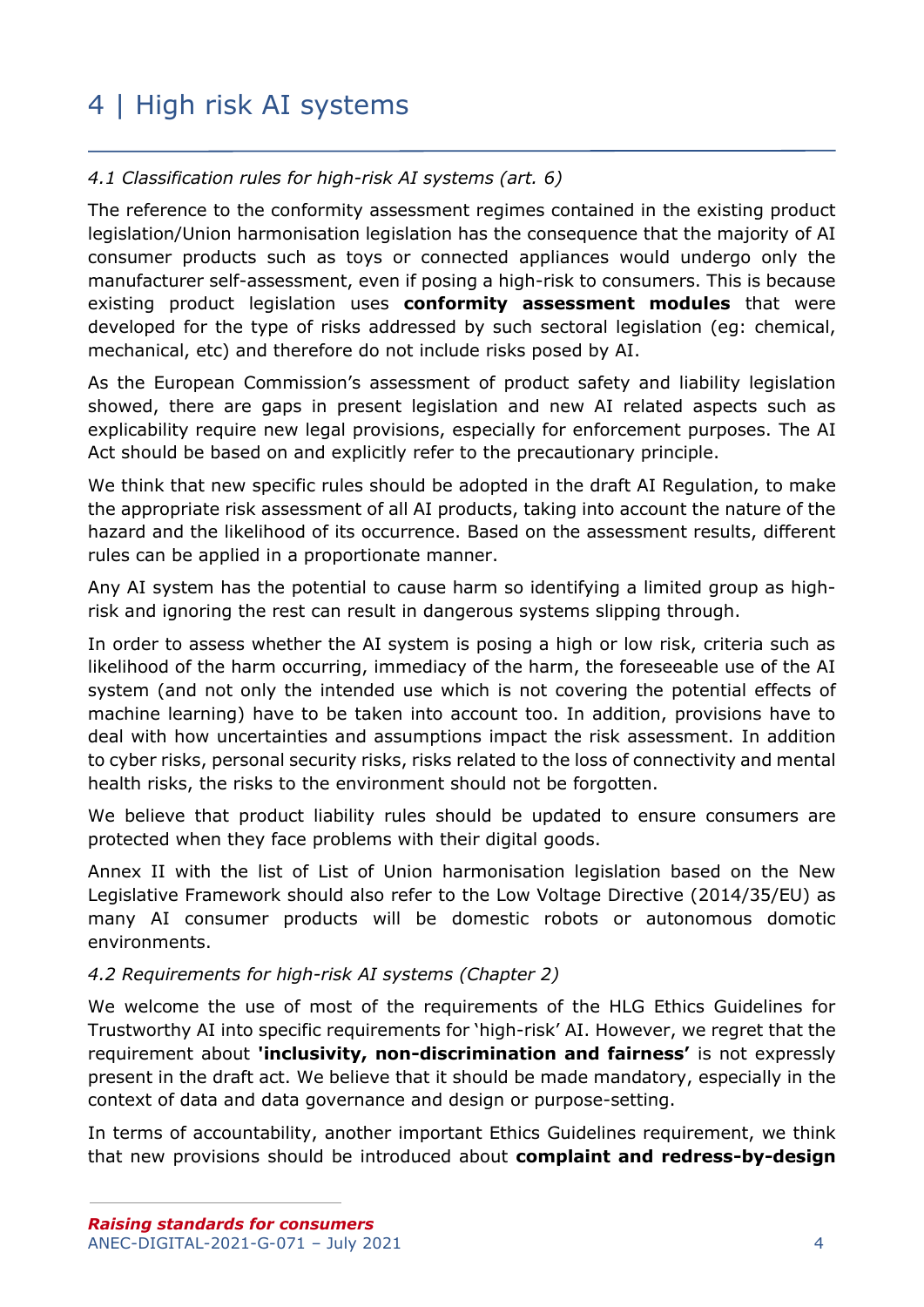# 4 | High risk AI systems

*4.1 Classification rules for high-risk AI systems (art. 6)*

The reference to the conformity assessment regimes contained in the existing product legislation/Union harmonisation legislation has the consequence that the majority of AI consumer products such as toys or connected appliances would undergo only the manufacturer self-assessment, even if posing a high-risk to consumers. This is because existing product legislation uses **conformity assessment modules** that were developed for the type of risks addressed by such sectoral legislation (eg: chemical, mechanical, etc) and therefore do not include risks posed by AI.

As the European Commission's assessment of product safety and liability legislation showed, there are gaps in present legislation and new AI related aspects such as explicability require new legal provisions, especially for enforcement purposes. The AI Act should be based on and explicitly refer to the precautionary principle.

We think that new specific rules should be adopted in the draft AI Regulation, to make the appropriate risk assessment of all AI products, taking into account the nature of the hazard and the likelihood of its occurrence. Based on the assessment results, different rules can be applied in a proportionate manner.

Any AI system has the potential to cause harm so identifying a limited group as high-risk and ignoring the rest can result in dangerous systems slipping through.

In order to assess whether the AI system is posing a high or low risk, criteria such as likelihood of the harm occurring, immediacy of the harm, the foreseeable use of the AI system (and not only the intended use which is not covering the potential effects of machine learning) have to be taken into account too. In addition, provisions have to deal with how uncertainties and assumptions impact the risk assessment. In addition to cyber risks, personal security risks, risks related to the loss of connectivity and mental health risks, the risks to the environment should not be forgotten.

We believe that product liability rules should be updated to ensure consumers are protected when they face problems with their digital goods.

Annex II with the list of List of Union harmonisation legislation based on the New Legislative Framework should also refer to the Low Voltage Directive (2014/35/EU) as many AI consumer products will be domestic robots or autonomous domotic environments.

*4.2 Requirements for high-risk AI systems (Chapter 2)*

We welcome the use of most of the requirements of the HLG Ethics Guidelines for Trustworthy AI into specific requirements for 'high-risk' AI. However, we regret that the requirement about **'inclusivity, non-discrimination and fairness'** is not expressly present in the draft act. We believe that it should be made mandatory, especially in the context of data and data governance and design or purpose-setting.

In terms of accountability, another important Ethics Guidelines requirement, we think that new provisions should be introduced about **complaint and redress-by-design**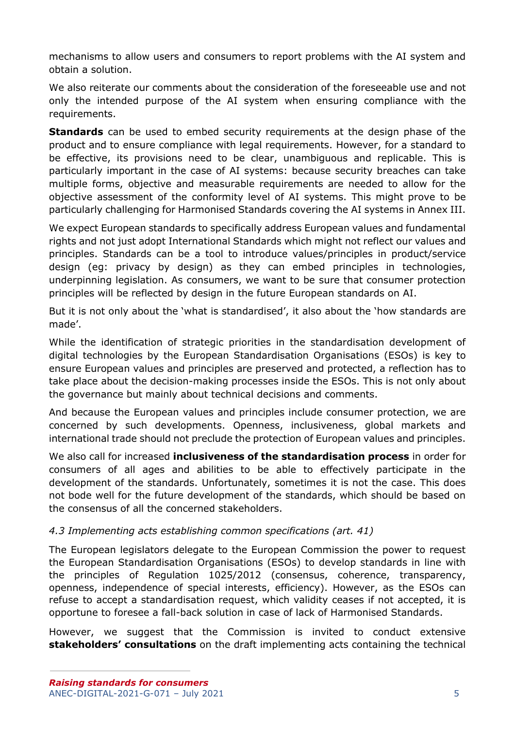mechanisms to allow users and consumers to report problems with the AI system and obtain a solution.

We also reiterate our comments about the consideration of the foreseeable use and not only the intended purpose of the AI system when ensuring compliance with the requirements.

**Standards** can be used to embed security requirements at the design phase of the product and to ensure compliance with legal requirements. However, for a standard to be effective, its provisions need to be clear, unambiguous and replicable. This is particularly important in the case of AI systems: because security breaches can take multiple forms, objective and measurable requirements are needed to allow for the objective assessment of the conformity level of AI systems. This might prove to be particularly challenging for Harmonised Standards covering the AI systems in Annex III.

We expect European standards to specifically address European values and fundamental rights and not just adopt International Standards which might not reflect our values and principles. Standards can be a tool to introduce values/principles in product/service design (eg: privacy by design) as they can embed principles in technologies, underpinning legislation. As consumers, we want to be sure that consumer protection principles will be reflected by design in the future European standards on AI.

But it is not only about the 'what is standardised', it also about the 'how standards are made'.

While the identification of strategic priorities in the standardisation development of digital technologies by the European Standardisation Organisations (ESOs) is key to ensure European values and principles are preserved and protected, a reflection has to take place about the decision-making processes inside the ESOs. This is not only about the governance but mainly about technical decisions and comments.

And because the European values and principles include consumer protection, we are concerned by such developments. Openness, inclusiveness, global markets and international trade should not preclude the protection of European values and principles.

We also call for increased **inclusiveness of the standardisation process** in order for consumers of all ages and abilities to be able to effectively participate in the development of the standards. Unfortunately, sometimes it is not the case. This does not bode well for the future development of the standards, which should be based on the consensus of all the concerned stakeholders.

*4.3 Implementing acts establishing common specifications (art. 41)*

The European legislators delegate to the European Commission the power to request the European Standardisation Organisations (ESOs) to develop standards in line with the principles of Regulation 1025/2012 (consensus, coherence, transparency, openness, independence of special interests, efficiency). However, as the ESOs can refuse to accept a standardisation request, which validity ceases if not accepted, it is opportune to foresee a fall-back solution in case of lack of Harmonised Standards.

However, we suggest that the Commission is invited to conduct extensive **stakeholders' consultations** on the draft implementing acts containing the technical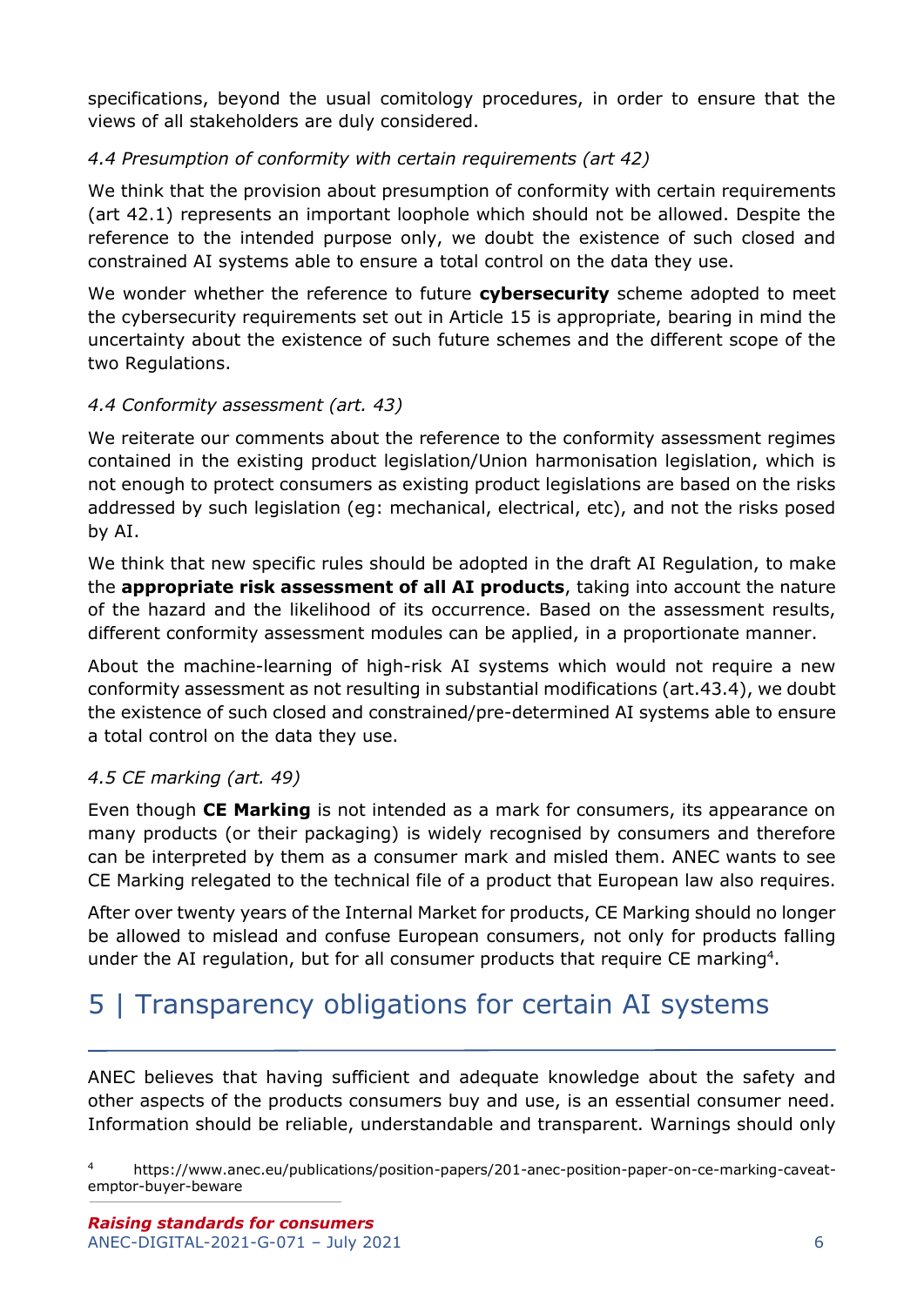specifications, beyond the usual comitology procedures, in order to ensure that the views of all stakeholders are duly considered.

*4.4 Presumption of conformity with certain requirements (art 42)*

We think that the provision about presumption of conformity with certain requirements (art 42.1) represents an important loophole which should not be allowed. Despite the reference to the intended purpose only, we doubt the existence of such closed and constrained AI systems able to ensure a total control on the data they use.

We wonder whether the reference to future **cybersecurity** scheme adopted to meet the cybersecurity requirements set out in Article 15 is appropriate, bearing in mind the uncertainty about the existence of such future schemes and the different scope of the two Regulations.

*4.4 Conformity assessment (art. 43)*

We reiterate our comments about the reference to the conformity assessment regimes contained in the existing product legislation/Union harmonisation legislation, which is not enough to protect consumers as existing product legislations are based on the risks addressed by such legislation (eg: mechanical, electrical, etc), and not the risks posed by AI.

We think that new specific rules should be adopted in the draft AI Regulation, to make the **appropriate risk assessment of all AI products**, taking into account the nature of the hazard and the likelihood of its occurrence. Based on the assessment results, different conformity assessment modules can be applied, in a proportionate manner.

About the machine-learning of high-risk AI systems which would not require a new conformity assessment as not resulting in substantial modifications (art.43.4), we doubt the existence of such closed and constrained/pre-determined AI systems able to ensure a total control on the data they use.

*4.5 CE marking (art. 49)*

Even though **CE Marking** is not intended as a mark for consumers, its appearance on many products (or their packaging) is widely recognised by consumers and therefore can be interpreted by them as a consumer mark and misled them. ANEC wants to see CE Marking relegated to the technical file of a product that European law also requires.

After over twenty years of the Internal Market for products, CE Marking should no longer be allowed to mislead and confuse European consumers, not only for products falling under the AI regulation, but for all consumer products that require CE marking[4].

# 5 | Transparency obligations for certain AI systems

ANEC believes that having sufficient and adequate knowledge about the safety and other aspects of the products consumers buy and use, is an essential consumer need. Information should be reliable, understandable and transparent. Warnings should only

[4] https://www.anec.eu/publications/position-papers/201-anec-position-paper-on-ce-marking-caveat-emptor-buyer-beware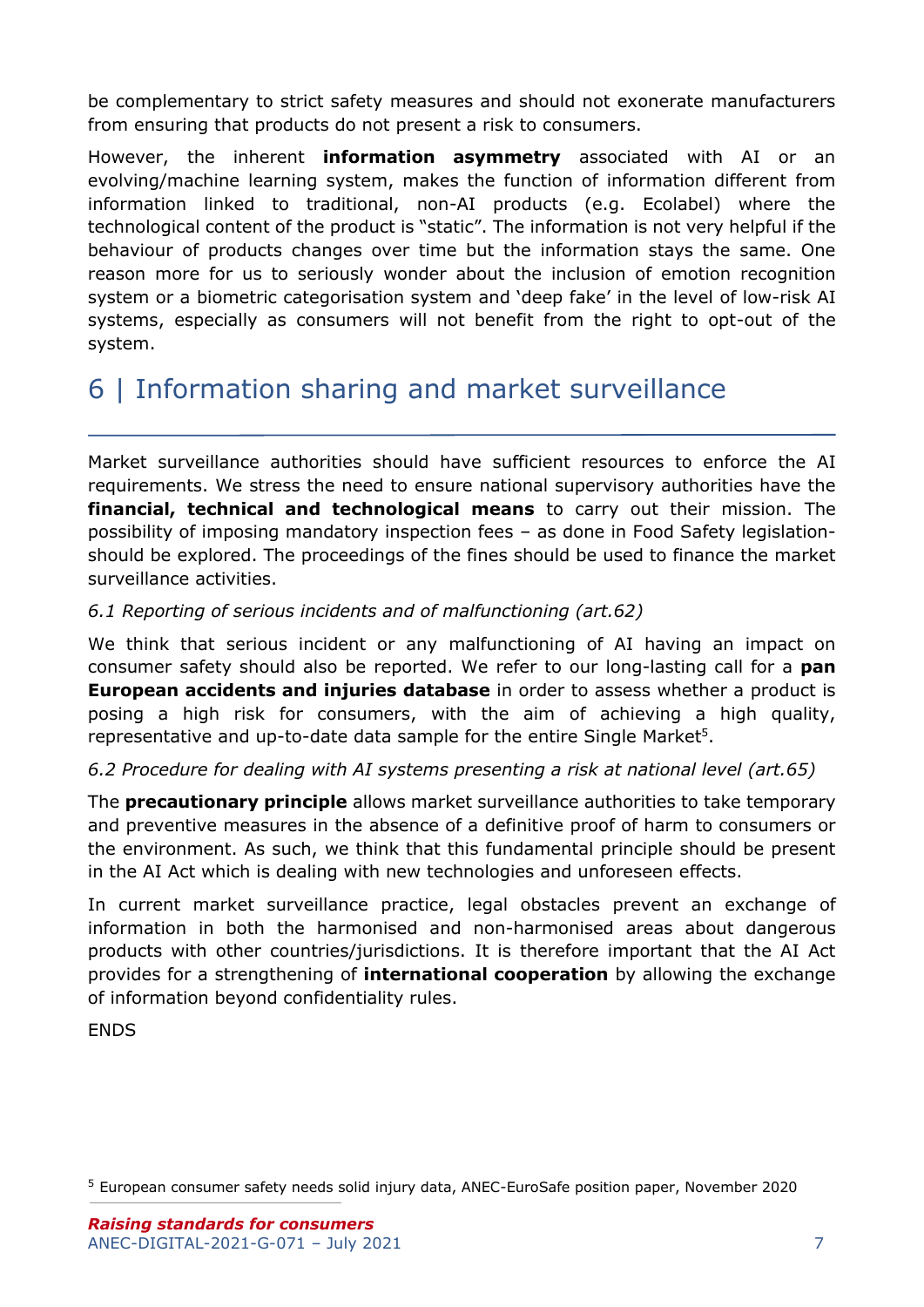be complementary to strict safety measures and should not exonerate manufacturers from ensuring that products do not present a risk to consumers.

However, the inherent **information asymmetry** associated with AI or an evolving/machine learning system, makes the function of information different from information linked to traditional, non-AI products (e.g. Ecolabel) where the technological content of the product is "static". The information is not very helpful if the behaviour of products changes over time but the information stays the same. One reason more for us to seriously wonder about the inclusion of emotion recognition system or a biometric categorisation system and 'deep fake' in the level of low-risk AI systems, especially as consumers will not benefit from the right to opt-out of the system.

# 6 | Information sharing and market surveillance

Market surveillance authorities should have sufficient resources to enforce the AI requirements. We stress the need to ensure national supervisory authorities have the **financial, technical and technological means** to carry out their mission. The possibility of imposing mandatory inspection fees – as done in Food Safety legislation- should be explored. The proceedings of the fines should be used to finance the market surveillance activities.

*6.1 Reporting of serious incidents and of malfunctioning (art.62)*

We think that serious incident or any malfunctioning of AI having an impact on consumer safety should also be reported. We refer to our long-lasting call for a **pan European accidents and injuries database** in order to assess whether a product is posing a high risk for consumers, with the aim of achieving a high quality, representative and up-to-date data sample for the entire Single Market[5].

*6.2 Procedure for dealing with AI systems presenting a risk at national level (art.65)*

The **precautionary principle** allows market surveillance authorities to take temporary and preventive measures in the absence of a definitive proof of harm to consumers or the environment. As such, we think that this fundamental principle should be present in the AI Act which is dealing with new technologies and unforeseen effects.

In current market surveillance practice, legal obstacles prevent an exchange of information in both the harmonised and non-harmonised areas about dangerous products with other countries/jurisdictions. It is therefore important that the AI Act provides for a strengthening of **international cooperation** by allowing the exchange of information beyond confidentiality rules.

ENDS

[5] European consumer safety needs solid injury data, ANEC-EuroSafe position paper, November 2020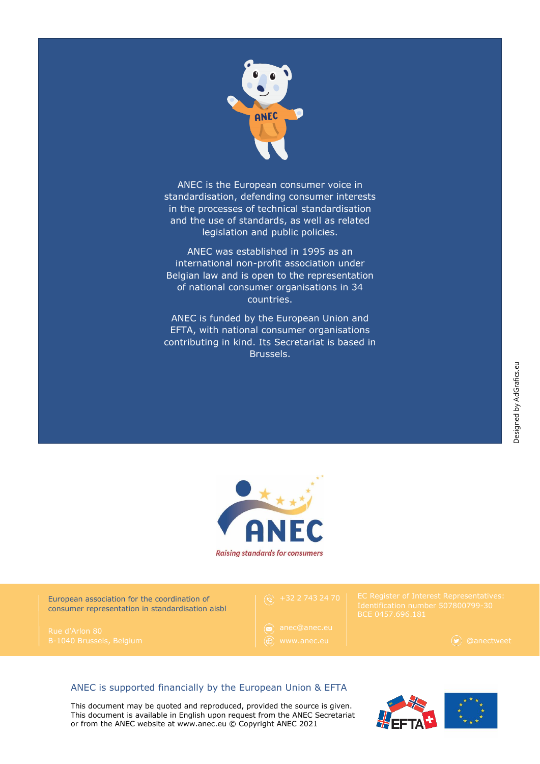ANEC is the European consumer voice in standardisation, defending consumer interests in the processes of technical standardisation and the use of standards, as well as related legislation and public policies.

ANEC was established in 1995 as an international non-profit association under Belgian law and is open to the representation of national consumer organisations in 34 countries.

ANEC is funded by the European Union and EFTA, with national consumer organisations contributing in kind. Its Secretariat is based in Brussels.

Designed by AdGrafics.eu

ANEC

*Raising standards for consumers*

European association for the coordination of consumer representation in standardisation aisbl

Rue d'Arlon 80
B-1040 Brussels, Belgium

+32 2 743 24 70

anec@anec.eu

www.anec.eu

EC Register of Interest Representatives:
Identification number 507800799-30
BCE 0457.696.181

@anectweet

ANEC is supported financially by the European Union & EFTA

This document may be quoted and reproduced, provided the source is given.
This document is available in English upon request from the ANEC Secretariat or from the ANEC website at www.anec.eu © Copyright ANEC 2021

EFTA